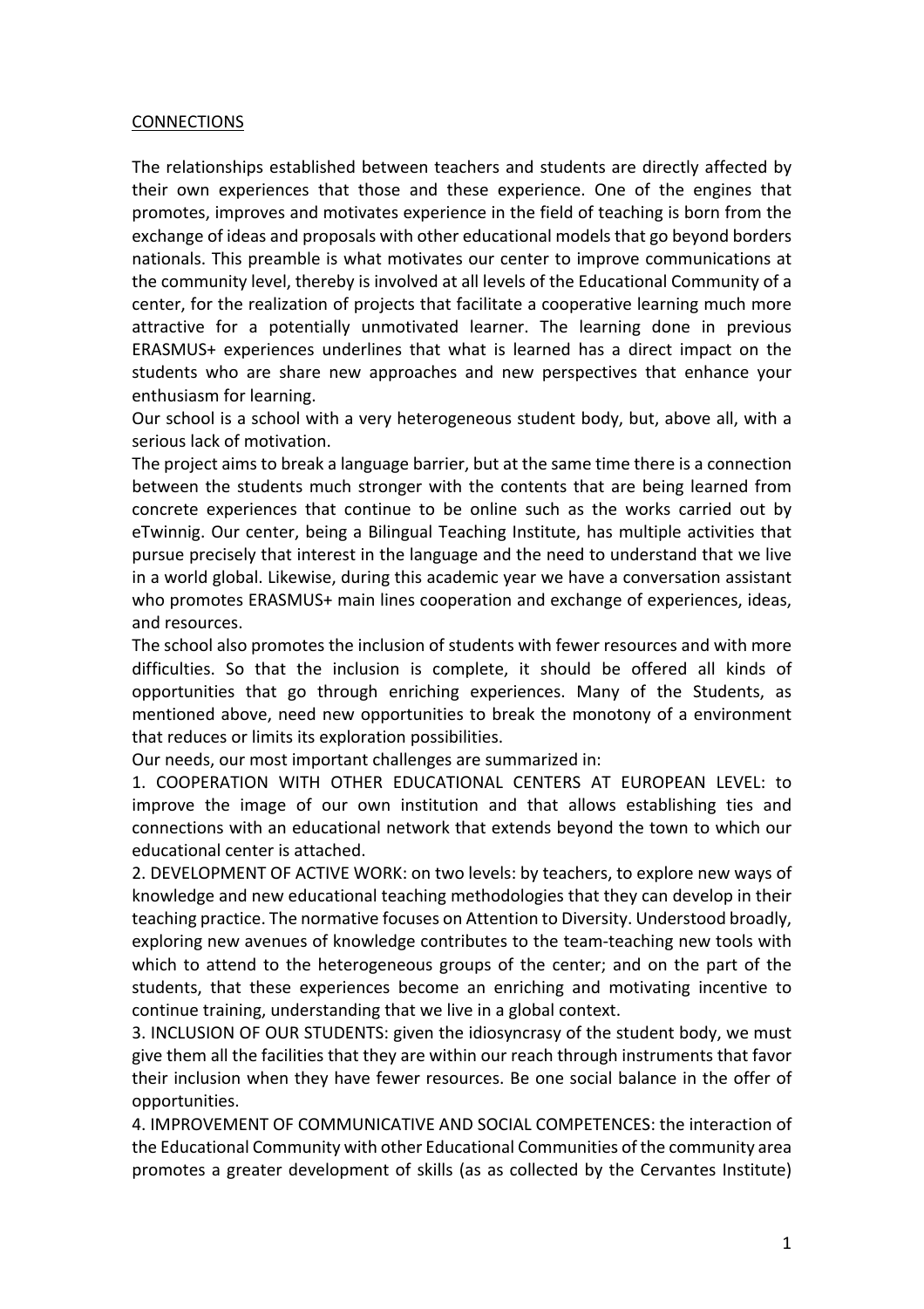CONNECTIONS

The relationships established between teachers and students are directly affected by their own experiences that those and these experience. One of the engines that promotes, improves and motivates experience in the field of teaching is born from the exchange of ideas and proposals with other educational models that go beyond borders nationals. This preamble is what motivates our center to improve communications at the community level, thereby is involved at all levels of the Educational Community of a center, for the realization of projects that facilitate a cooperative learning much more attractive for a potentially unmotivated learner. The learning done in previous ERASMUS+ experiences underlines that what is learned has a direct impact on the students who are share new approaches and new perspectives that enhance your enthusiasm for learning.

Our school is a school with a very heterogeneous student body, but, above all, with a serious lack of motivation.

The project aims to break a language barrier, but at the same time there is a connection between the students much stronger with the contents that are being learned from concrete experiences that continue to be online such as the works carried out by eTwinnig. Our center, being a Bilingual Teaching Institute, has multiple activities that pursue precisely that interest in the language and the need to understand that we live in a world global. Likewise, during this academic year we have a conversation assistant who promotes ERASMUS+ main lines cooperation and exchange of experiences, ideas, and resources.

The school also promotes the inclusion of students with fewer resources and with more difficulties. So that the inclusion is complete, it should be offered all kinds of opportunities that go through enriching experiences. Many of the Students, as mentioned above, need new opportunities to break the monotony of a environment that reduces or limits its exploration possibilities.

Our needs, our most important challenges are summarized in:

1. COOPERATION WITH OTHER EDUCATIONAL CENTERS AT EUROPEAN LEVEL: to improve the image of our own institution and that allows establishing ties and connections with an educational network that extends beyond the town to which our educational center is attached.
2. DEVELOPMENT OF ACTIVE WORK: on two levels: by teachers, to explore new ways of knowledge and new educational teaching methodologies that they can develop in their teaching practice. The normative focuses on Attention to Diversity. Understood broadly, exploring new avenues of knowledge contributes to the team-teaching new tools with which to attend to the heterogeneous groups of the center; and on the part of the students, that these experiences become an enriching and motivating incentive to continue training, understanding that we live in a global context.
3. INCLUSION OF OUR STUDENTS: given the idiosyncrasy of the student body, we must give them all the facilities that they are within our reach through instruments that favor their inclusion when they have fewer resources. Be one social balance in the offer of opportunities.
4. IMPROVEMENT OF COMMUNICATIVE AND SOCIAL COMPETENCES: the interaction of the Educational Community with other Educational Communities of the community area promotes a greater development of skills (as as collected by the Cervantes Institute)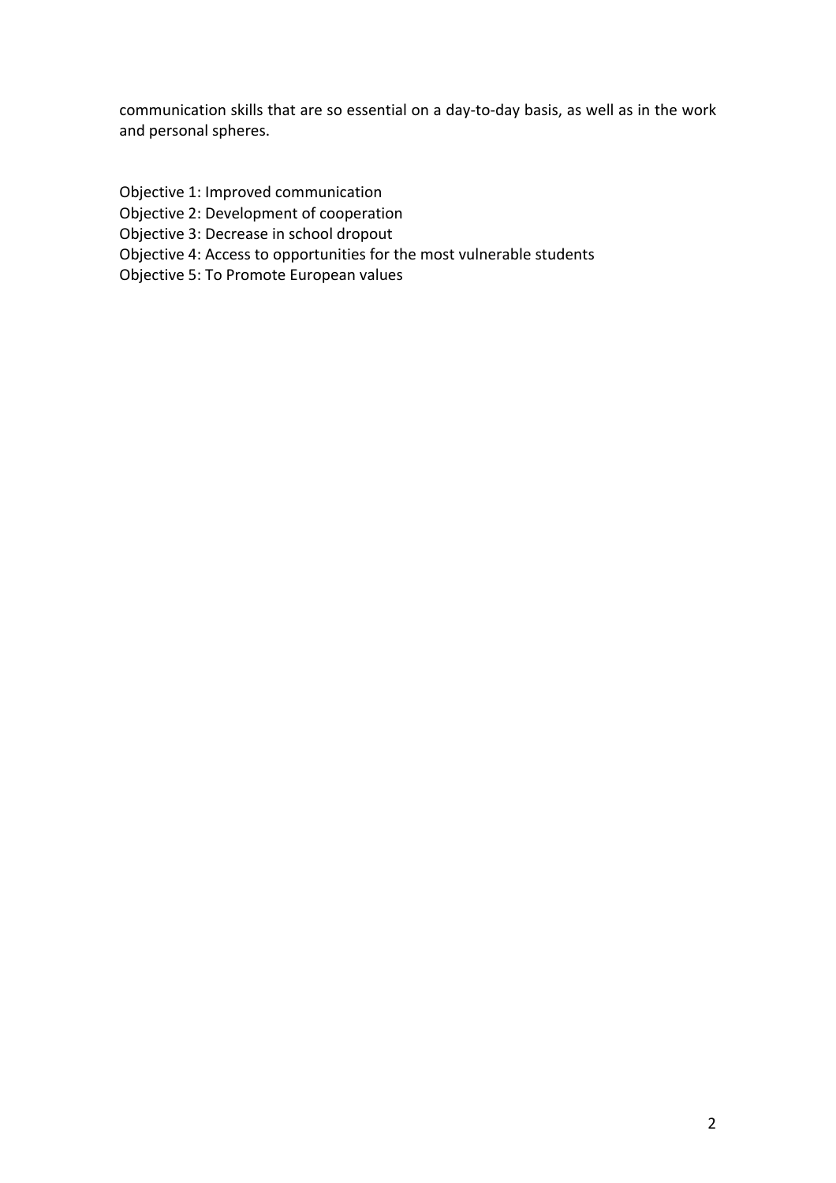communication skills that are so essential on a day-to-day basis, as well as in the work and personal spheres.

Objective 1: Improved communication
Objective 2: Development of cooperation
Objective 3: Decrease in school dropout
Objective 4: Access to opportunities for the most vulnerable students
Objective 5: To Promote European values